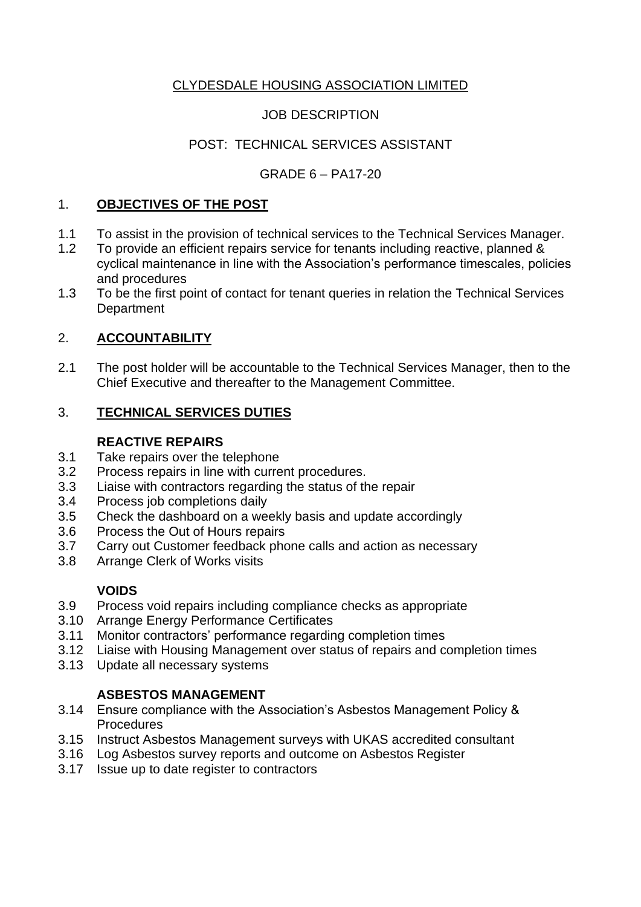CLYDESDALE HOUSING ASSOCIATION LIMITED

JOB DESCRIPTION

POST: TECHNICAL SERVICES ASSISTANT

GRADE 6 – PA17-20

## 1. **OBJECTIVES OF THE POST**

1.1 To assist in the provision of technical services to the Technical Services Manager.

1.2 To provide an efficient repairs service for tenants including reactive, planned & cyclical maintenance in line with the Association's performance timescales, policies and procedures

1.3 To be the first point of contact for tenant queries in relation the Technical Services Department

## 2. **ACCOUNTABILITY**

2.1 The post holder will be accountable to the Technical Services Manager, then to the Chief Executive and thereafter to the Management Committee.

## 3. **TECHNICAL SERVICES DUTIES**

### **REACTIVE REPAIRS**

3.1 Take repairs over the telephone

3.2 Process repairs in line with current procedures.

3.3 Liaise with contractors regarding the status of the repair

3.4 Process job completions daily

3.5 Check the dashboard on a weekly basis and update accordingly

3.6 Process the Out of Hours repairs

3.7 Carry out Customer feedback phone calls and action as necessary

3.8 Arrange Clerk of Works visits

### **VOIDS**

3.9 Process void repairs including compliance checks as appropriate

3.10 Arrange Energy Performance Certificates

3.11 Monitor contractors' performance regarding completion times

3.12 Liaise with Housing Management over status of repairs and completion times

3.13 Update all necessary systems

### **ASBESTOS MANAGEMENT**

3.14 Ensure compliance with the Association's Asbestos Management Policy & Procedures

3.15 Instruct Asbestos Management surveys with UKAS accredited consultant

3.16 Log Asbestos survey reports and outcome on Asbestos Register

3.17 Issue up to date register to contractors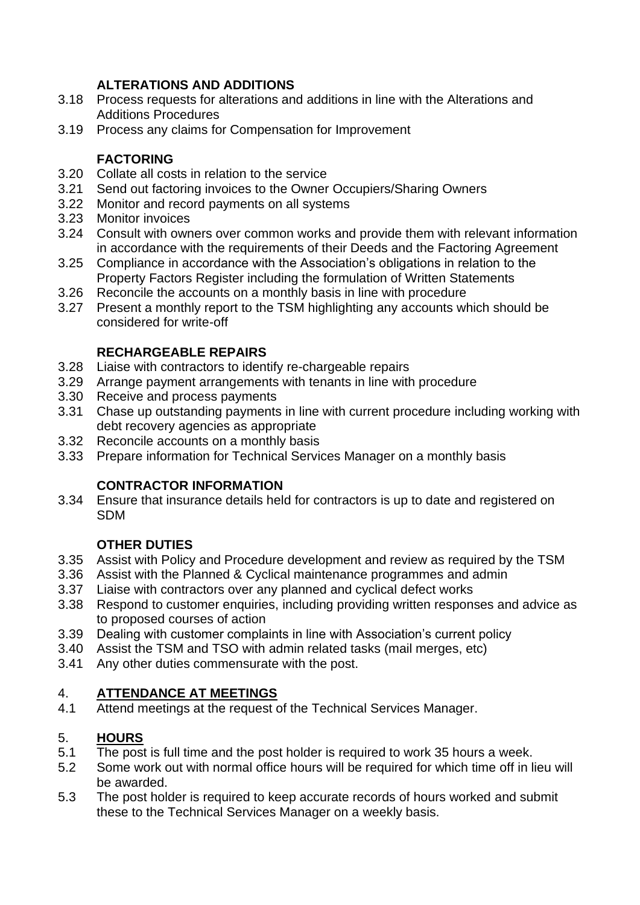**ALTERATIONS AND ADDITIONS**

3.18 Process requests for alterations and additions in line with the Alterations and Additions Procedures

3.19 Process any claims for Compensation for Improvement

**FACTORING**

3.20 Collate all costs in relation to the service

3.21 Send out factoring invoices to the Owner Occupiers/Sharing Owners

3.22 Monitor and record payments on all systems

3.23 Monitor invoices

3.24 Consult with owners over common works and provide them with relevant information in accordance with the requirements of their Deeds and the Factoring Agreement

3.25 Compliance in accordance with the Association's obligations in relation to the Property Factors Register including the formulation of Written Statements

3.26 Reconcile the accounts on a monthly basis in line with procedure

3.27 Present a monthly report to the TSM highlighting any accounts which should be considered for write-off

**RECHARGEABLE REPAIRS**

3.28 Liaise with contractors to identify re-chargeable repairs

3.29 Arrange payment arrangements with tenants in line with procedure

3.30 Receive and process payments

3.31 Chase up outstanding payments in line with current procedure including working with debt recovery agencies as appropriate

3.32 Reconcile accounts on a monthly basis

3.33 Prepare information for Technical Services Manager on a monthly basis

**CONTRACTOR INFORMATION**

3.34 Ensure that insurance details held for contractors is up to date and registered on SDM

**OTHER DUTIES**

3.35 Assist with Policy and Procedure development and review as required by the TSM

3.36 Assist with the Planned & Cyclical maintenance programmes and admin

3.37 Liaise with contractors over any planned and cyclical defect works

3.38 Respond to customer enquiries, including providing written responses and advice as to proposed courses of action

3.39 Dealing with customer complaints in line with Association's current policy

3.40 Assist the TSM and TSO with admin related tasks (mail merges, etc)

3.41 Any other duties commensurate with the post.

## 4. ATTENDANCE AT MEETINGS

4.1 Attend meetings at the request of the Technical Services Manager.

## 5. HOURS

5.1 The post is full time and the post holder is required to work 35 hours a week.

5.2 Some work out with normal office hours will be required for which time off in lieu will be awarded.

5.3 The post holder is required to keep accurate records of hours worked and submit these to the Technical Services Manager on a weekly basis.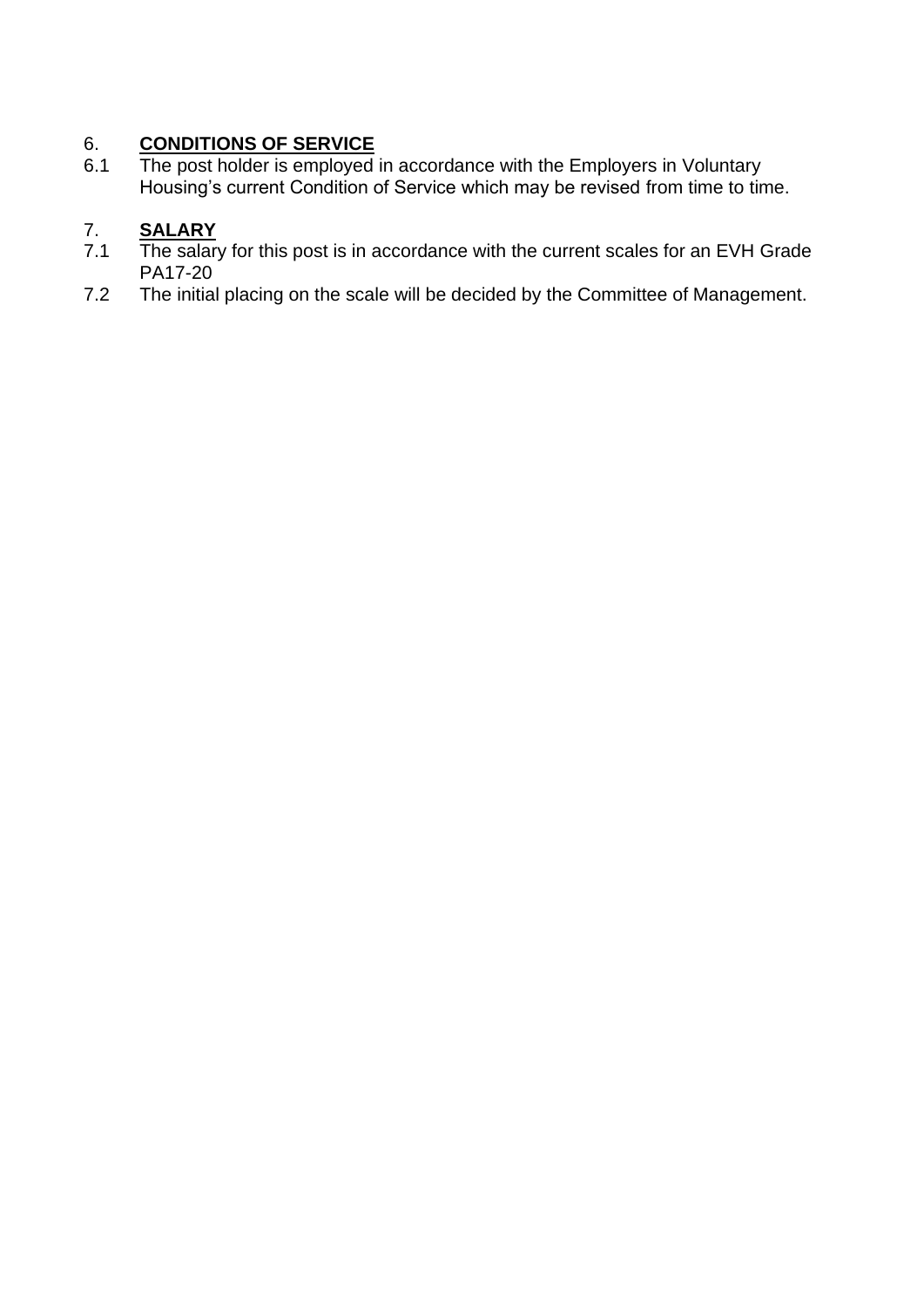## 6. **CONDITIONS OF SERVICE**

6.1 The post holder is employed in accordance with the Employers in Voluntary Housing's current Condition of Service which may be revised from time to time.

## 7. **SALARY**

7.1 The salary for this post is in accordance with the current scales for an EVH Grade PA17-20

7.2 The initial placing on the scale will be decided by the Committee of Management.